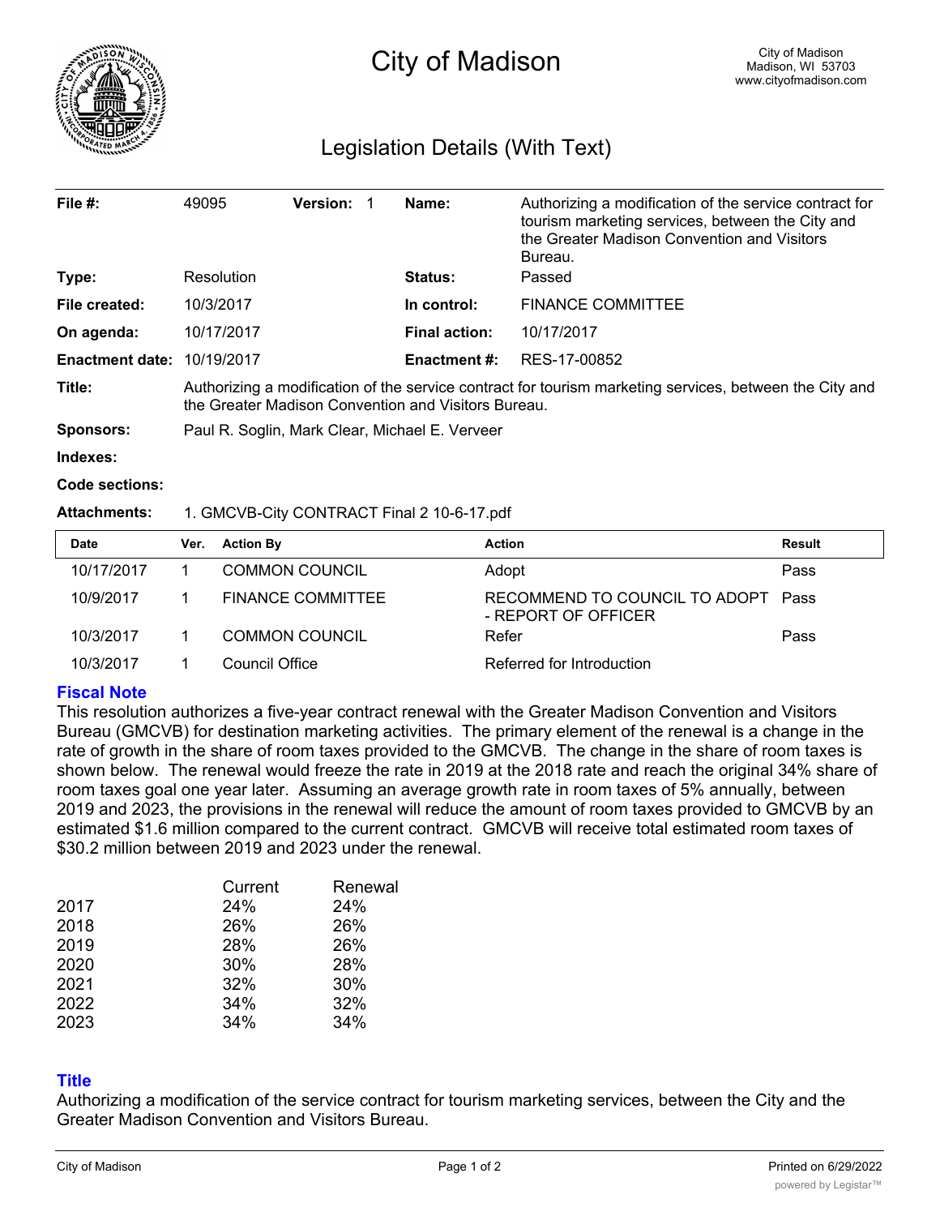# City of Madison

City of Madison
Madison, WI 53703
www.cityofmadison.com

## Legislation Details (With Text)

| | | | |
|---|---|---|---|
| **File #:** | 49095 **Version:** 1 | **Name:** | Authorizing a modification of the service contract for tourism marketing services, between the City and the Greater Madison Convention and Visitors Bureau. |
| **Type:** | Resolution | **Status:** | Passed |
| **File created:** | 10/3/2017 | **In control:** | FINANCE COMMITTEE |
| **On agenda:** | 10/17/2017 | **Final action:** | 10/17/2017 |
| **Enactment date:** | 10/19/2017 | **Enactment #:** | RES-17-00852 |

**Title:** Authorizing a modification of the service contract for tourism marketing services, between the City and the Greater Madison Convention and Visitors Bureau.

**Sponsors:** Paul R. Soglin, Mark Clear, Michael E. Verveer

**Indexes:**

**Code sections:**

**Attachments:** 1. GMCVB-City CONTRACT Final 2 10-6-17.pdf

| Date | Ver. | Action By | Action | Result |
|---|---|---|---|---|
| 10/17/2017 | 1 | COMMON COUNCIL | Adopt | Pass |
| 10/9/2017 | 1 | FINANCE COMMITTEE | RECOMMEND TO COUNCIL TO ADOPT - REPORT OF OFFICER | Pass |
| 10/3/2017 | 1 | COMMON COUNCIL | Refer | Pass |
| 10/3/2017 | 1 | Council Office | Referred for Introduction | |

### Fiscal Note

This resolution authorizes a five-year contract renewal with the Greater Madison Convention and Visitors Bureau (GMCVB) for destination marketing activities. The primary element of the renewal is a change in the rate of growth in the share of room taxes provided to the GMCVB. The change in the share of room taxes is shown below. The renewal would freeze the rate in 2019 at the 2018 rate and reach the original 34% share of room taxes goal one year later. Assuming an average growth rate in room taxes of 5% annually, between 2019 and 2023, the provisions in the renewal will reduce the amount of room taxes provided to GMCVB by an estimated $1.6 million compared to the current contract. GMCVB will receive total estimated room taxes of $30.2 million between 2019 and 2023 under the renewal.

| | Current | Renewal |
|---|---|---|
| 2017 | 24% | 24% |
| 2018 | 26% | 26% |
| 2019 | 28% | 26% |
| 2020 | 30% | 28% |
| 2021 | 32% | 30% |
| 2022 | 34% | 32% |
| 2023 | 34% | 34% |

### Title

Authorizing a modification of the service contract for tourism marketing services, between the City and the Greater Madison Convention and Visitors Bureau.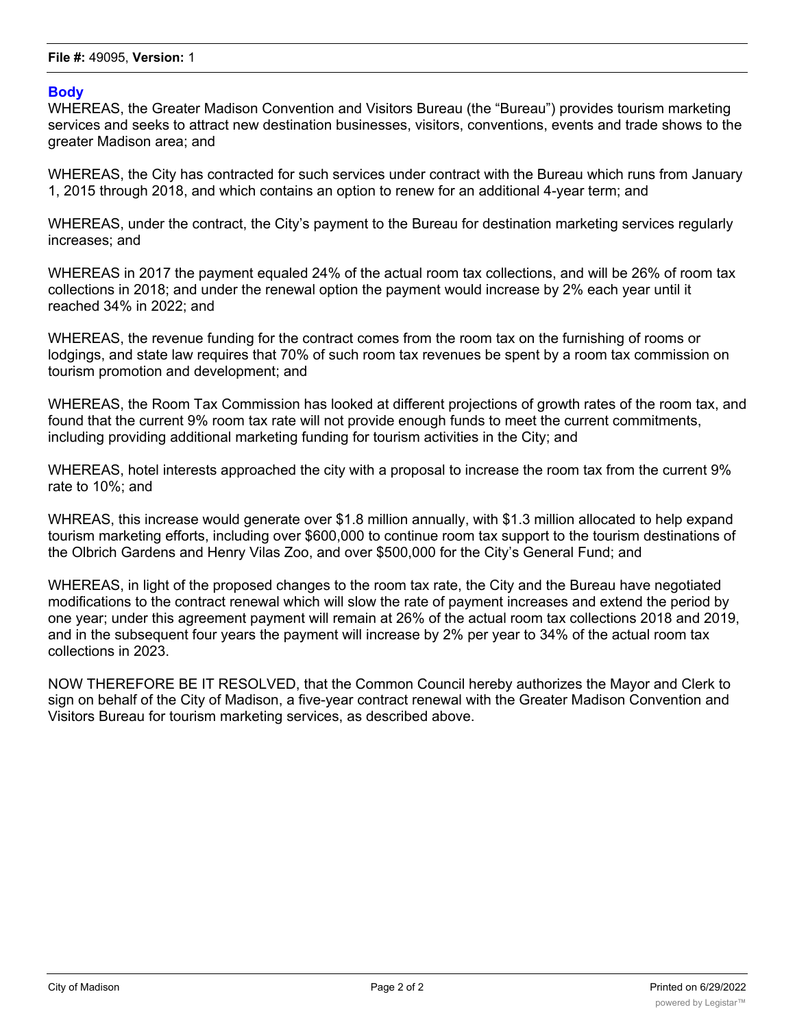**File #:** 49095, **Version:** 1

## Body

WHEREAS, the Greater Madison Convention and Visitors Bureau (the "Bureau") provides tourism marketing services and seeks to attract new destination businesses, visitors, conventions, events and trade shows to the greater Madison area; and

WHEREAS, the City has contracted for such services under contract with the Bureau which runs from January 1, 2015 through 2018, and which contains an option to renew for an additional 4-year term; and

WHEREAS, under the contract, the City's payment to the Bureau for destination marketing services regularly increases; and

WHEREAS in 2017 the payment equaled 24% of the actual room tax collections, and will be 26% of room tax collections in 2018; and under the renewal option the payment would increase by 2% each year until it reached 34% in 2022; and

WHEREAS, the revenue funding for the contract comes from the room tax on the furnishing of rooms or lodgings, and state law requires that 70% of such room tax revenues be spent by a room tax commission on tourism promotion and development; and

WHEREAS, the Room Tax Commission has looked at different projections of growth rates of the room tax, and found that the current 9% room tax rate will not provide enough funds to meet the current commitments, including providing additional marketing funding for tourism activities in the City; and

WHEREAS, hotel interests approached the city with a proposal to increase the room tax from the current 9% rate to 10%; and

WHREAS, this increase would generate over $1.8 million annually, with $1.3 million allocated to help expand tourism marketing efforts, including over $600,000 to continue room tax support to the tourism destinations of the Olbrich Gardens and Henry Vilas Zoo, and over $500,000 for the City's General Fund; and

WHEREAS, in light of the proposed changes to the room tax rate, the City and the Bureau have negotiated modifications to the contract renewal which will slow the rate of payment increases and extend the period by one year; under this agreement payment will remain at 26% of the actual room tax collections 2018 and 2019, and in the subsequent four years the payment will increase by 2% per year to 34% of the actual room tax collections in 2023.

NOW THEREFORE BE IT RESOLVED, that the Common Council hereby authorizes the Mayor and Clerk to sign on behalf of the City of Madison, a five-year contract renewal with the Greater Madison Convention and Visitors Bureau for tourism marketing services, as described above.